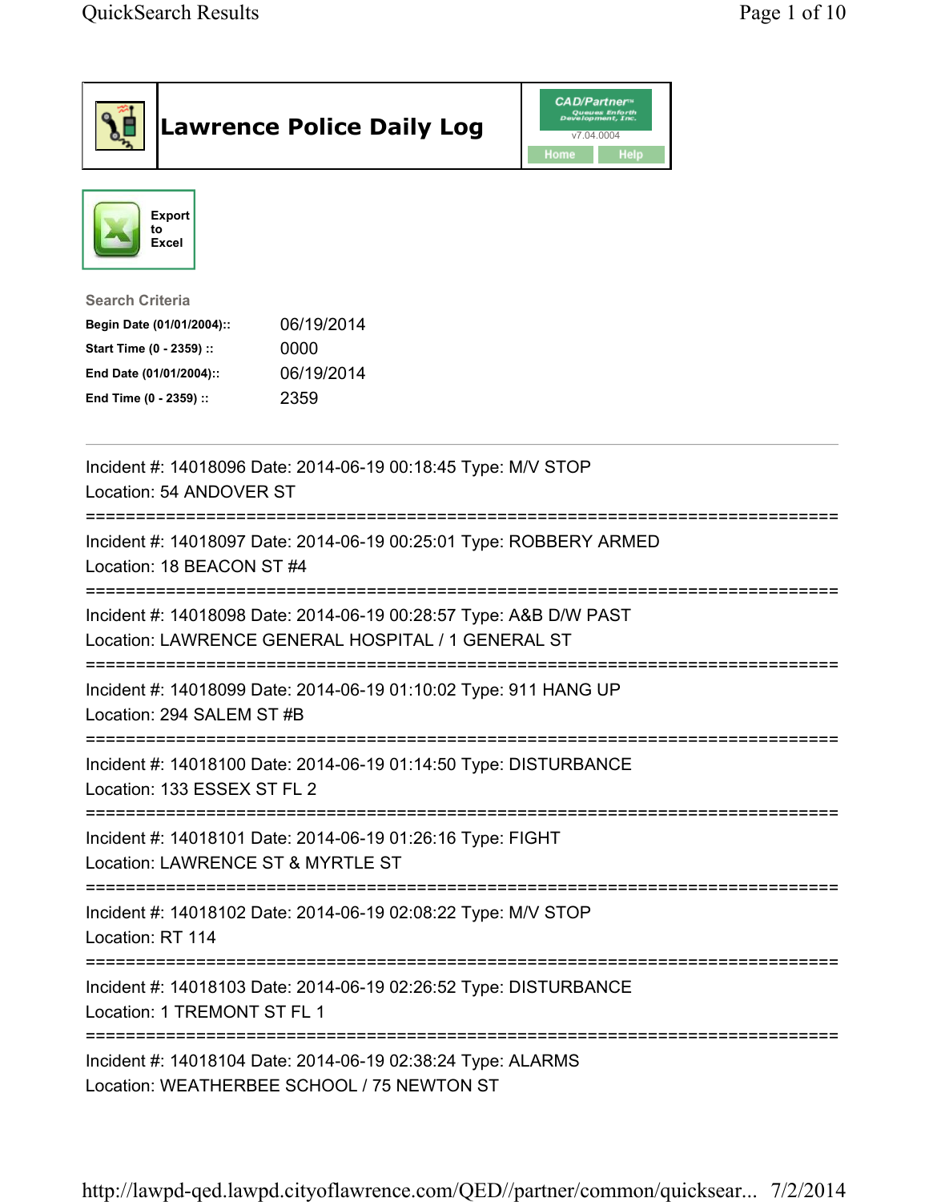# Lawrence Police Daily Log

CAD/Partner v7.04.0004

Home | Help

Export to Excel

**Search Criteria**

| | |
|---|---|
| **Begin Date (01/01/2004)::** | 06/19/2014 |
| **Start Time (0 - 2359) ::** | 0000 |
| **End Date (01/01/2004)::** | 06/19/2014 |
| **End Time (0 - 2359) ::** | 2359 |

---

Incident #: 14018096 Date: 2014-06-19 00:18:45 Type: M/V STOP
Location: 54 ANDOVER ST

===========================================================================

Incident #: 14018097 Date: 2014-06-19 00:25:01 Type: ROBBERY ARMED
Location: 18 BEACON ST #4

===========================================================================

Incident #: 14018098 Date: 2014-06-19 00:28:57 Type: A&B D/W PAST
Location: LAWRENCE GENERAL HOSPITAL / 1 GENERAL ST

===========================================================================

Incident #: 14018099 Date: 2014-06-19 01:10:02 Type: 911 HANG UP
Location: 294 SALEM ST #B

===========================================================================

Incident #: 14018100 Date: 2014-06-19 01:14:50 Type: DISTURBANCE
Location: 133 ESSEX ST FL 2

===========================================================================

Incident #: 14018101 Date: 2014-06-19 01:26:16 Type: FIGHT
Location: LAWRENCE ST & MYRTLE ST

===========================================================================

Incident #: 14018102 Date: 2014-06-19 02:08:22 Type: M/V STOP
Location: RT 114

===========================================================================

Incident #: 14018103 Date: 2014-06-19 02:26:52 Type: DISTURBANCE
Location: 1 TREMONT ST FL 1

===========================================================================

Incident #: 14018104 Date: 2014-06-19 02:38:24 Type: ALARMS
Location: WEATHERBEE SCHOOL / 75 NEWTON ST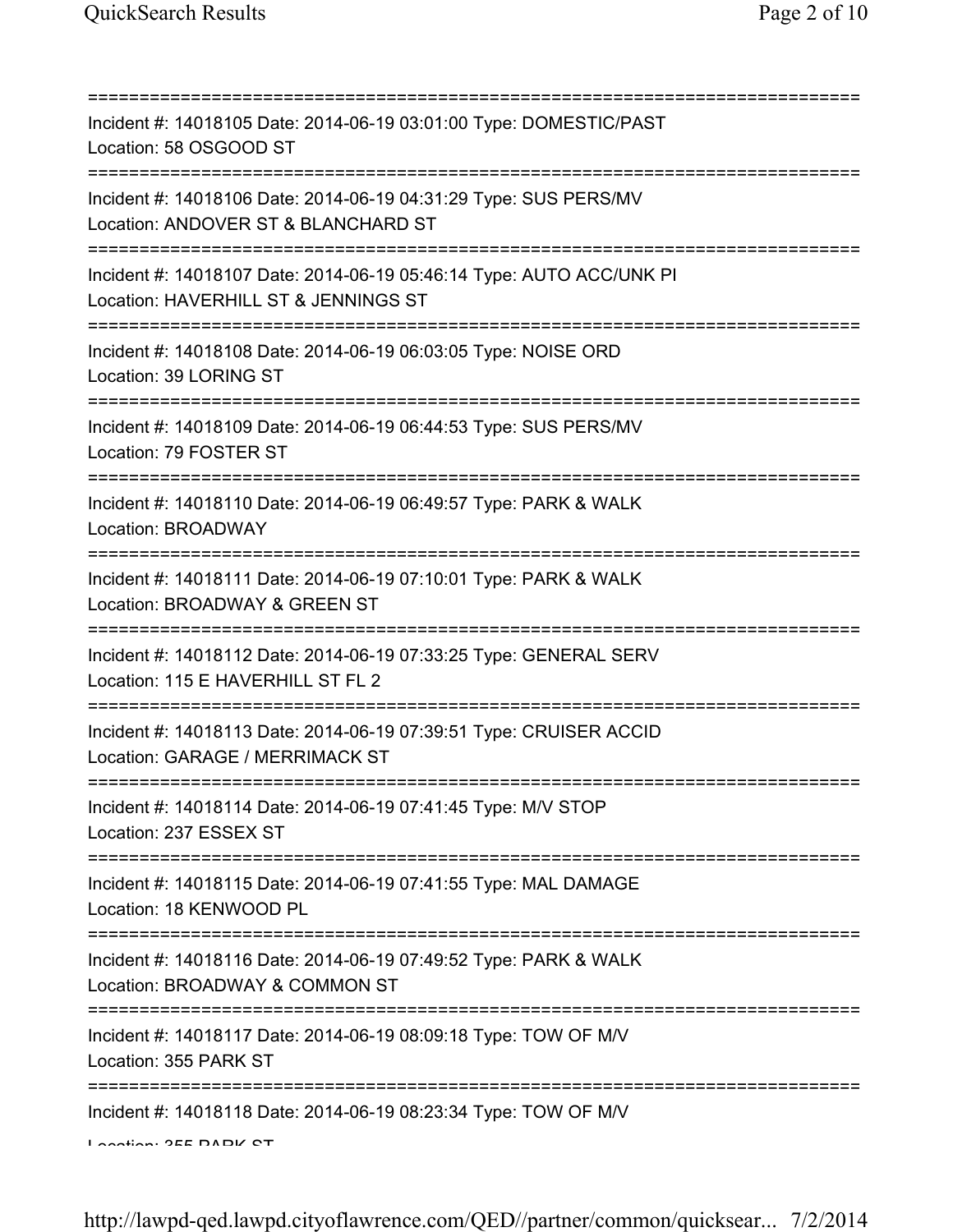===========================================================================

Incident #: 14018105 Date: 2014-06-19 03:01:00 Type: DOMESTIC/PAST
Location: 58 OSGOOD ST

===========================================================================

Incident #: 14018106 Date: 2014-06-19 04:31:29 Type: SUS PERS/MV
Location: ANDOVER ST & BLANCHARD ST

===========================================================================

Incident #: 14018107 Date: 2014-06-19 05:46:14 Type: AUTO ACC/UNK PI
Location: HAVERHILL ST & JENNINGS ST

===========================================================================

Incident #: 14018108 Date: 2014-06-19 06:03:05 Type: NOISE ORD
Location: 39 LORING ST

===========================================================================

Incident #: 14018109 Date: 2014-06-19 06:44:53 Type: SUS PERS/MV
Location: 79 FOSTER ST

===========================================================================

Incident #: 14018110 Date: 2014-06-19 06:49:57 Type: PARK & WALK
Location: BROADWAY

===========================================================================

Incident #: 14018111 Date: 2014-06-19 07:10:01 Type: PARK & WALK
Location: BROADWAY & GREEN ST

===========================================================================

Incident #: 14018112 Date: 2014-06-19 07:33:25 Type: GENERAL SERV
Location: 115 E HAVERHILL ST FL 2

===========================================================================

Incident #: 14018113 Date: 2014-06-19 07:39:51 Type: CRUISER ACCID
Location: GARAGE / MERRIMACK ST

===========================================================================

Incident #: 14018114 Date: 2014-06-19 07:41:45 Type: M/V STOP
Location: 237 ESSEX ST

===========================================================================

Incident #: 14018115 Date: 2014-06-19 07:41:55 Type: MAL DAMAGE
Location: 18 KENWOOD PL

===========================================================================

Incident #: 14018116 Date: 2014-06-19 07:49:52 Type: PARK & WALK
Location: BROADWAY & COMMON ST

===========================================================================

Incident #: 14018117 Date: 2014-06-19 08:09:18 Type: TOW OF M/V
Location: 355 PARK ST

===========================================================================

Incident #: 14018118 Date: 2014-06-19 08:23:34 Type: TOW OF M/V
Location: 355 PARK ST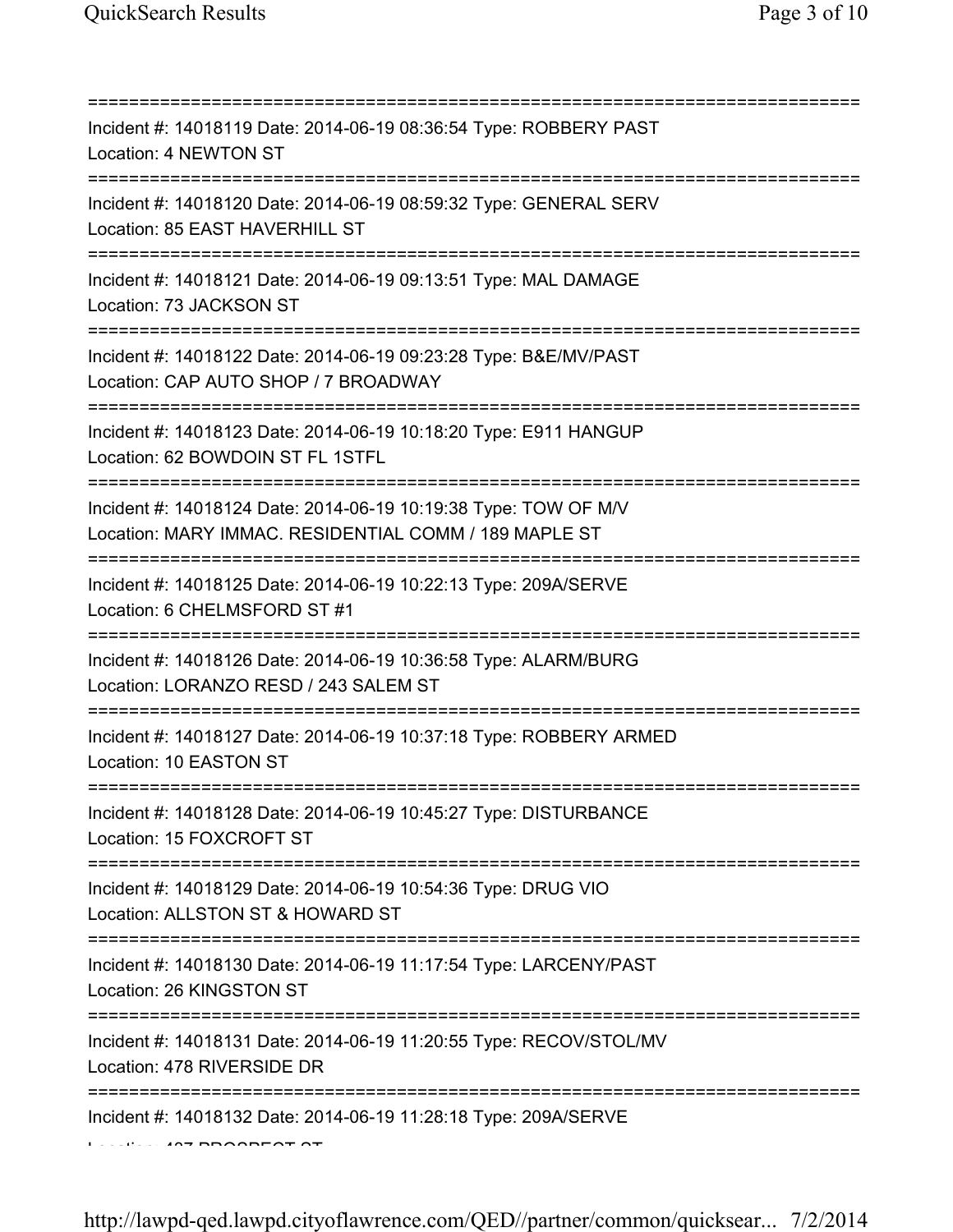===========================================================================

Incident #: 14018119 Date: 2014-06-19 08:36:54 Type: ROBBERY PAST
Location: 4 NEWTON ST

===========================================================================

Incident #: 14018120 Date: 2014-06-19 08:59:32 Type: GENERAL SERV
Location: 85 EAST HAVERHILL ST

===========================================================================

Incident #: 14018121 Date: 2014-06-19 09:13:51 Type: MAL DAMAGE
Location: 73 JACKSON ST

===========================================================================

Incident #: 14018122 Date: 2014-06-19 09:23:28 Type: B&E/MV/PAST
Location: CAP AUTO SHOP / 7 BROADWAY

===========================================================================

Incident #: 14018123 Date: 2014-06-19 10:18:20 Type: E911 HANGUP
Location: 62 BOWDOIN ST FL 1STFL

===========================================================================

Incident #: 14018124 Date: 2014-06-19 10:19:38 Type: TOW OF M/V
Location: MARY IMMAC. RESIDENTIAL COMM / 189 MAPLE ST

===========================================================================

Incident #: 14018125 Date: 2014-06-19 10:22:13 Type: 209A/SERVE
Location: 6 CHELMSFORD ST #1

===========================================================================

Incident #: 14018126 Date: 2014-06-19 10:36:58 Type: ALARM/BURG
Location: LORANZO RESD / 243 SALEM ST

===========================================================================

Incident #: 14018127 Date: 2014-06-19 10:37:18 Type: ROBBERY ARMED
Location: 10 EASTON ST

===========================================================================

Incident #: 14018128 Date: 2014-06-19 10:45:27 Type: DISTURBANCE
Location: 15 FOXCROFT ST

===========================================================================

Incident #: 14018129 Date: 2014-06-19 10:54:36 Type: DRUG VIO
Location: ALLSTON ST & HOWARD ST

===========================================================================

Incident #: 14018130 Date: 2014-06-19 11:17:54 Type: LARCENY/PAST
Location: 26 KINGSTON ST

===========================================================================

Incident #: 14018131 Date: 2014-06-19 11:20:55 Type: RECOV/STOL/MV
Location: 478 RIVERSIDE DR

===========================================================================

Incident #: 14018132 Date: 2014-06-19 11:28:18 Type: 209A/SERVE
Location: 407 PROSPECT ST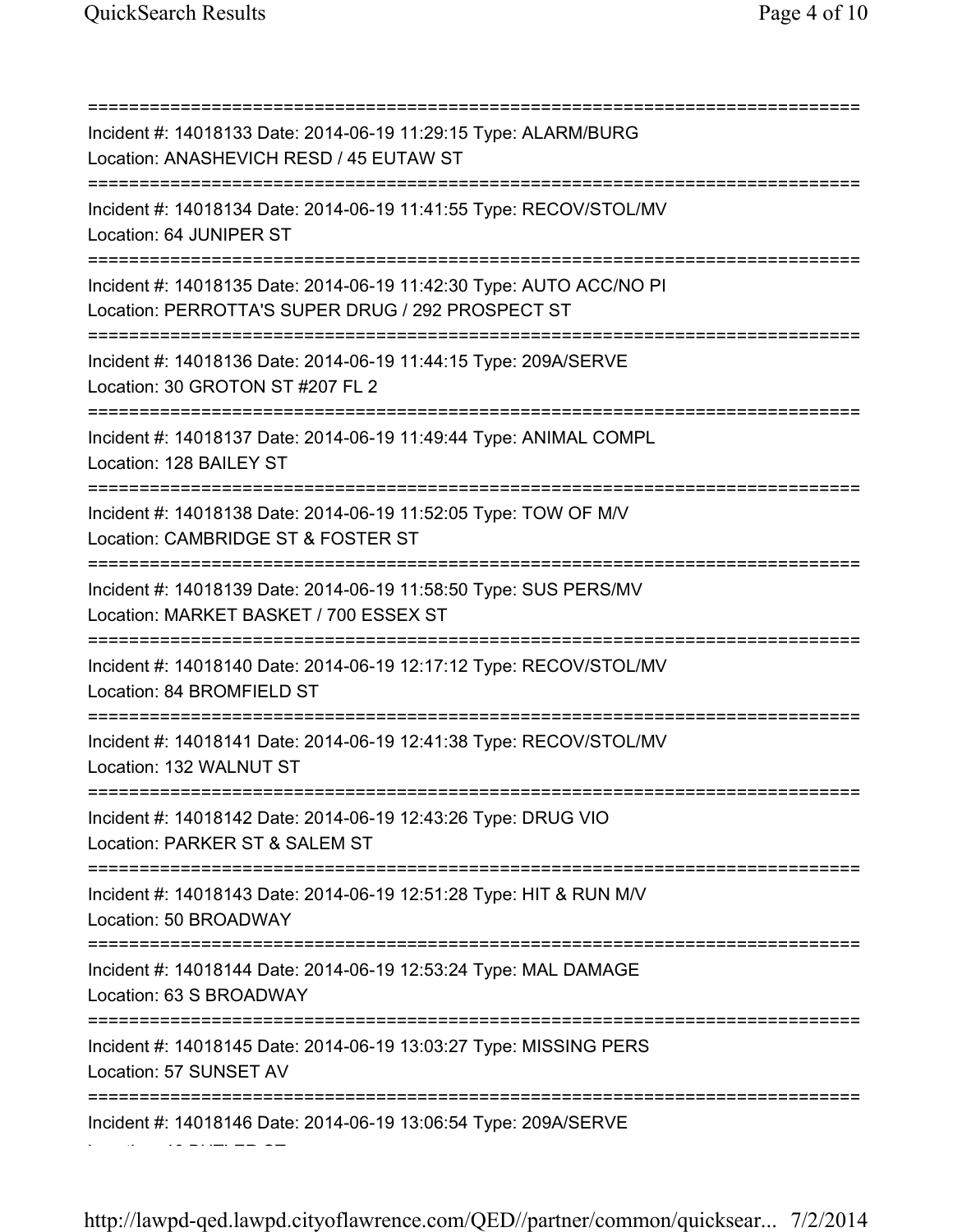===========================================================================
Incident #: 14018133 Date: 2014-06-19 11:29:15 Type: ALARM/BURG
Location: ANASHEVICH RESD / 45 EUTAW ST
===========================================================================
Incident #: 14018134 Date: 2014-06-19 11:41:55 Type: RECOV/STOL/MV
Location: 64 JUNIPER ST
===========================================================================
Incident #: 14018135 Date: 2014-06-19 11:42:30 Type: AUTO ACC/NO PI
Location: PERROTTA'S SUPER DRUG / 292 PROSPECT ST
===========================================================================
Incident #: 14018136 Date: 2014-06-19 11:44:15 Type: 209A/SERVE
Location: 30 GROTON ST #207 FL 2
===========================================================================
Incident #: 14018137 Date: 2014-06-19 11:49:44 Type: ANIMAL COMPL
Location: 128 BAILEY ST
===========================================================================
Incident #: 14018138 Date: 2014-06-19 11:52:05 Type: TOW OF M/V
Location: CAMBRIDGE ST & FOSTER ST
===========================================================================
Incident #: 14018139 Date: 2014-06-19 11:58:50 Type: SUS PERS/MV
Location: MARKET BASKET / 700 ESSEX ST
===========================================================================
Incident #: 14018140 Date: 2014-06-19 12:17:12 Type: RECOV/STOL/MV
Location: 84 BROMFIELD ST
===========================================================================
Incident #: 14018141 Date: 2014-06-19 12:41:38 Type: RECOV/STOL/MV
Location: 132 WALNUT ST
===========================================================================
Incident #: 14018142 Date: 2014-06-19 12:43:26 Type: DRUG VIO
Location: PARKER ST & SALEM ST
===========================================================================
Incident #: 14018143 Date: 2014-06-19 12:51:28 Type: HIT & RUN M/V
Location: 50 BROADWAY
===========================================================================
Incident #: 14018144 Date: 2014-06-19 12:53:24 Type: MAL DAMAGE
Location: 63 S BROADWAY
===========================================================================
Incident #: 14018145 Date: 2014-06-19 13:03:27 Type: MISSING PERS
Location: 57 SUNSET AV
===========================================================================
Incident #: 14018146 Date: 2014-06-19 13:06:54 Type: 209A/SERVE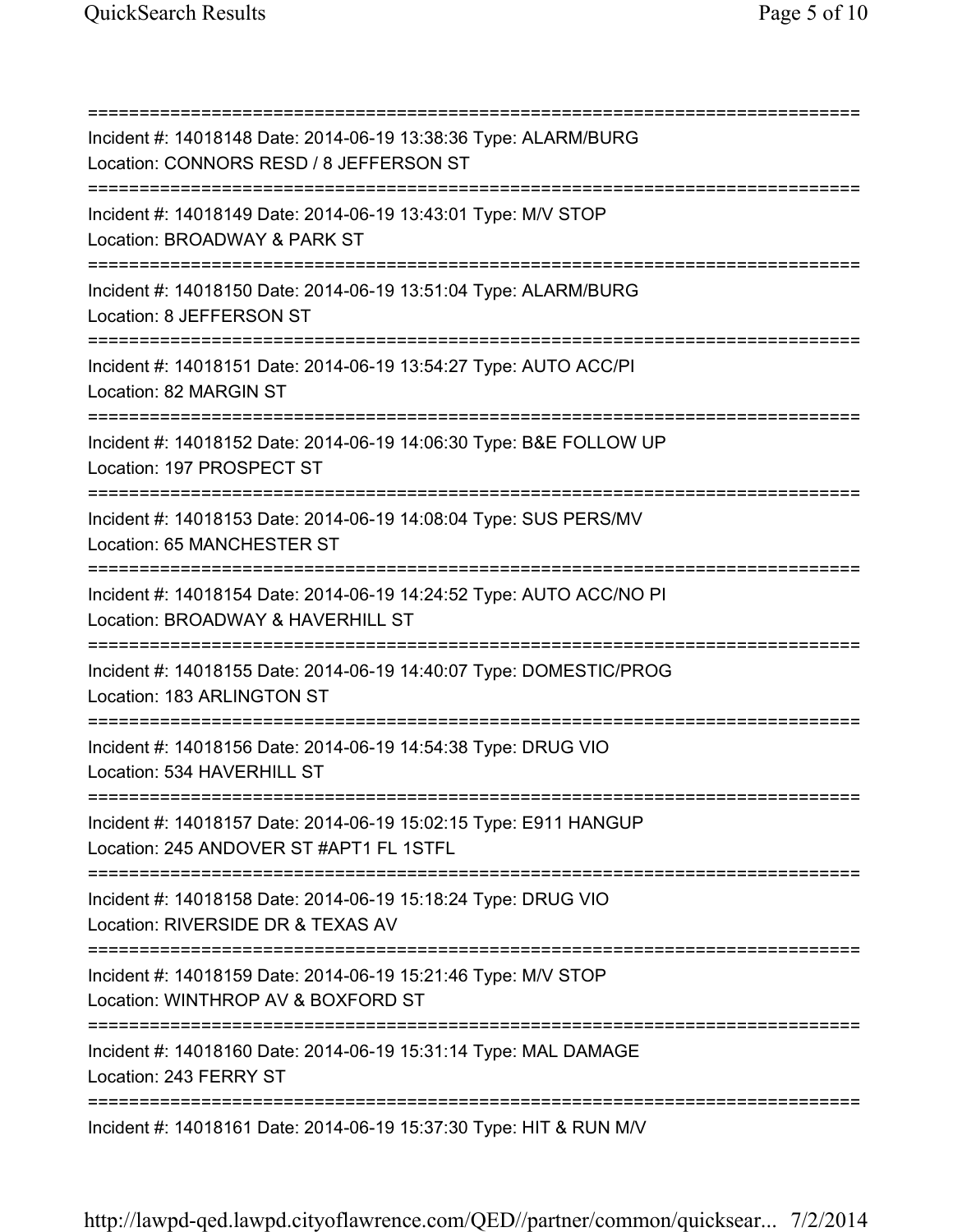===========================================================================

Incident #: 14018148 Date: 2014-06-19 13:38:36 Type: ALARM/BURG
Location: CONNORS RESD / 8 JEFFERSON ST

===========================================================================

Incident #: 14018149 Date: 2014-06-19 13:43:01 Type: M/V STOP
Location: BROADWAY & PARK ST

===========================================================================

Incident #: 14018150 Date: 2014-06-19 13:51:04 Type: ALARM/BURG
Location: 8 JEFFERSON ST

===========================================================================

Incident #: 14018151 Date: 2014-06-19 13:54:27 Type: AUTO ACC/PI
Location: 82 MARGIN ST

===========================================================================

Incident #: 14018152 Date: 2014-06-19 14:06:30 Type: B&E FOLLOW UP
Location: 197 PROSPECT ST

===========================================================================

Incident #: 14018153 Date: 2014-06-19 14:08:04 Type: SUS PERS/MV
Location: 65 MANCHESTER ST

===========================================================================

Incident #: 14018154 Date: 2014-06-19 14:24:52 Type: AUTO ACC/NO PI
Location: BROADWAY & HAVERHILL ST

===========================================================================

Incident #: 14018155 Date: 2014-06-19 14:40:07 Type: DOMESTIC/PROG
Location: 183 ARLINGTON ST

===========================================================================

Incident #: 14018156 Date: 2014-06-19 14:54:38 Type: DRUG VIO
Location: 534 HAVERHILL ST

===========================================================================

Incident #: 14018157 Date: 2014-06-19 15:02:15 Type: E911 HANGUP
Location: 245 ANDOVER ST #APT1 FL 1STFL

===========================================================================

Incident #: 14018158 Date: 2014-06-19 15:18:24 Type: DRUG VIO
Location: RIVERSIDE DR & TEXAS AV

===========================================================================

Incident #: 14018159 Date: 2014-06-19 15:21:46 Type: M/V STOP
Location: WINTHROP AV & BOXFORD ST

===========================================================================

Incident #: 14018160 Date: 2014-06-19 15:31:14 Type: MAL DAMAGE
Location: 243 FERRY ST

===========================================================================

Incident #: 14018161 Date: 2014-06-19 15:37:30 Type: HIT & RUN M/V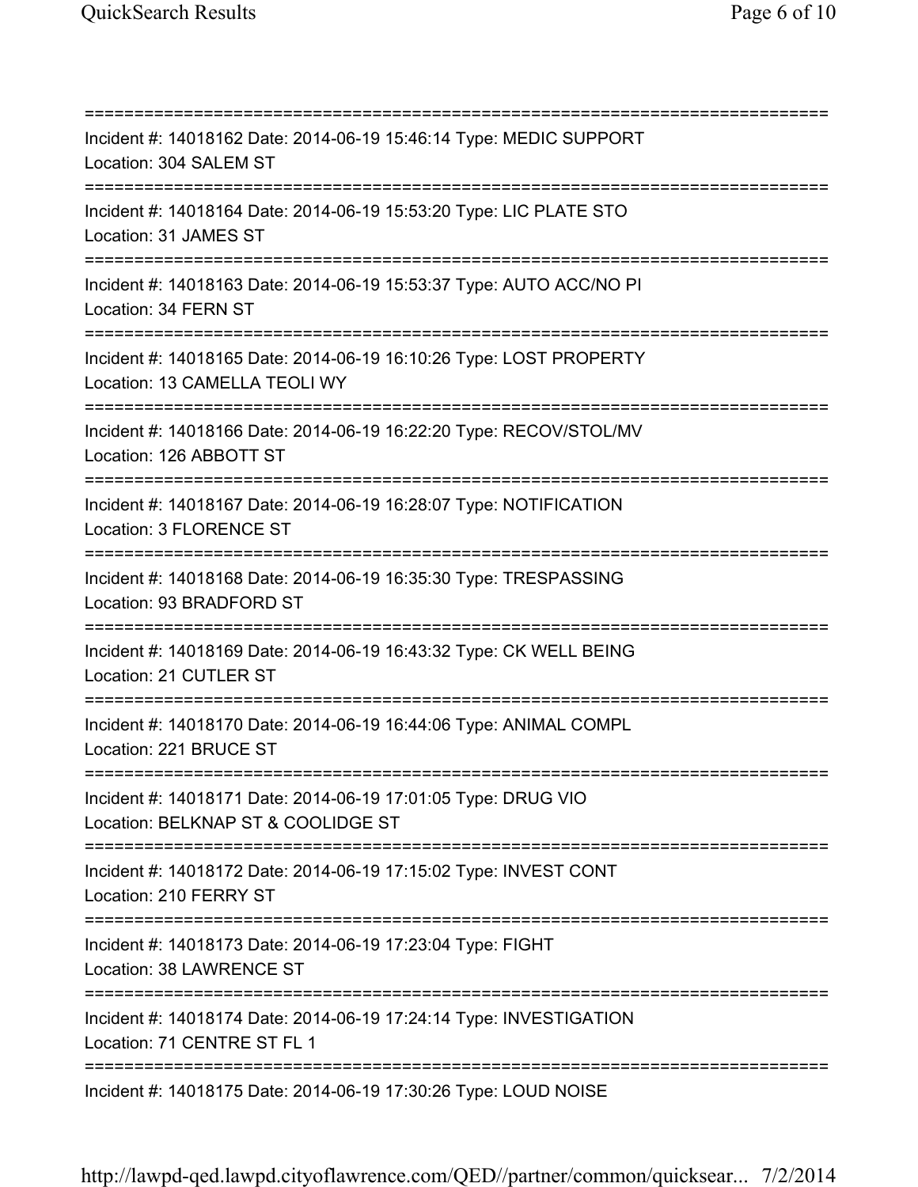===========================================================================

Incident #: 14018162 Date: 2014-06-19 15:46:14 Type: MEDIC SUPPORT
Location: 304 SALEM ST

===========================================================================

Incident #: 14018164 Date: 2014-06-19 15:53:20 Type: LIC PLATE STO
Location: 31 JAMES ST

===========================================================================

Incident #: 14018163 Date: 2014-06-19 15:53:37 Type: AUTO ACC/NO PI
Location: 34 FERN ST

===========================================================================

Incident #: 14018165 Date: 2014-06-19 16:10:26 Type: LOST PROPERTY
Location: 13 CAMELLA TEOLI WY

===========================================================================

Incident #: 14018166 Date: 2014-06-19 16:22:20 Type: RECOV/STOL/MV
Location: 126 ABBOTT ST

===========================================================================

Incident #: 14018167 Date: 2014-06-19 16:28:07 Type: NOTIFICATION
Location: 3 FLORENCE ST

===========================================================================

Incident #: 14018168 Date: 2014-06-19 16:35:30 Type: TRESPASSING
Location: 93 BRADFORD ST

===========================================================================

Incident #: 14018169 Date: 2014-06-19 16:43:32 Type: CK WELL BEING
Location: 21 CUTLER ST

===========================================================================

Incident #: 14018170 Date: 2014-06-19 16:44:06 Type: ANIMAL COMPL
Location: 221 BRUCE ST

===========================================================================

Incident #: 14018171 Date: 2014-06-19 17:01:05 Type: DRUG VIO
Location: BELKNAP ST & COOLIDGE ST

===========================================================================

Incident #: 14018172 Date: 2014-06-19 17:15:02 Type: INVEST CONT
Location: 210 FERRY ST

===========================================================================

Incident #: 14018173 Date: 2014-06-19 17:23:04 Type: FIGHT
Location: 38 LAWRENCE ST

===========================================================================

Incident #: 14018174 Date: 2014-06-19 17:24:14 Type: INVESTIGATION
Location: 71 CENTRE ST FL 1

===========================================================================

Incident #: 14018175 Date: 2014-06-19 17:30:26 Type: LOUD NOISE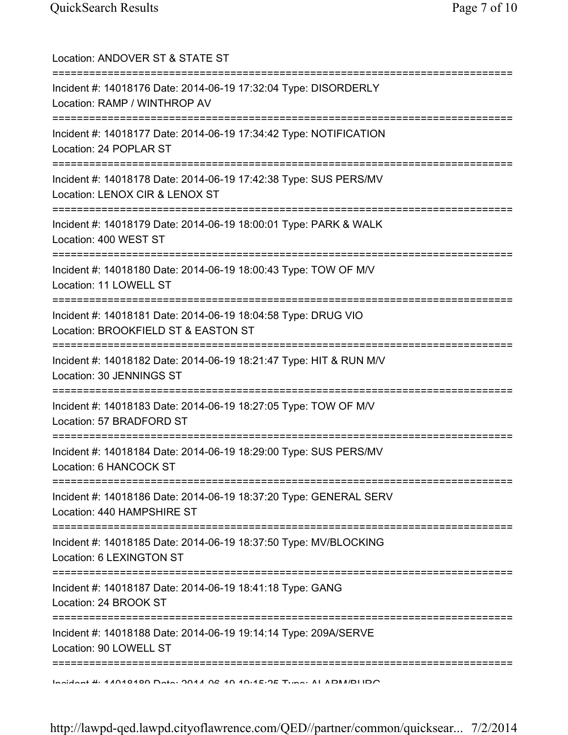Location: ANDOVER ST & STATE ST

===========================================================================

Incident #: 14018176 Date: 2014-06-19 17:32:04 Type: DISORDERLY

Location: RAMP / WINTHROP AV

===========================================================================

Incident #: 14018177 Date: 2014-06-19 17:34:42 Type: NOTIFICATION

Location: 24 POPLAR ST

===========================================================================

Incident #: 14018178 Date: 2014-06-19 17:42:38 Type: SUS PERS/MV

Location: LENOX CIR & LENOX ST

===========================================================================

Incident #: 14018179 Date: 2014-06-19 18:00:01 Type: PARK & WALK

Location: 400 WEST ST

===========================================================================

Incident #: 14018180 Date: 2014-06-19 18:00:43 Type: TOW OF M/V

Location: 11 LOWELL ST

===========================================================================

Incident #: 14018181 Date: 2014-06-19 18:04:58 Type: DRUG VIO

Location: BROOKFIELD ST & EASTON ST

===========================================================================

Incident #: 14018182 Date: 2014-06-19 18:21:47 Type: HIT & RUN M/V

Location: 30 JENNINGS ST

===========================================================================

Incident #: 14018183 Date: 2014-06-19 18:27:05 Type: TOW OF M/V

Location: 57 BRADFORD ST

===========================================================================

Incident #: 14018184 Date: 2014-06-19 18:29:00 Type: SUS PERS/MV

Location: 6 HANCOCK ST

===========================================================================

Incident #: 14018186 Date: 2014-06-19 18:37:20 Type: GENERAL SERV

Location: 440 HAMPSHIRE ST

===========================================================================

Incident #: 14018185 Date: 2014-06-19 18:37:50 Type: MV/BLOCKING

Location: 6 LEXINGTON ST

===========================================================================

Incident #: 14018187 Date: 2014-06-19 18:41:18 Type: GANG

Location: 24 BROOK ST

===========================================================================

Incident #: 14018188 Date: 2014-06-19 19:14:14 Type: 209A/SERVE

Location: 90 LOWELL ST

===========================================================================

Incident #: 14018189 Date: 2014-06-19 19:15:25 Type: ALARM/BURG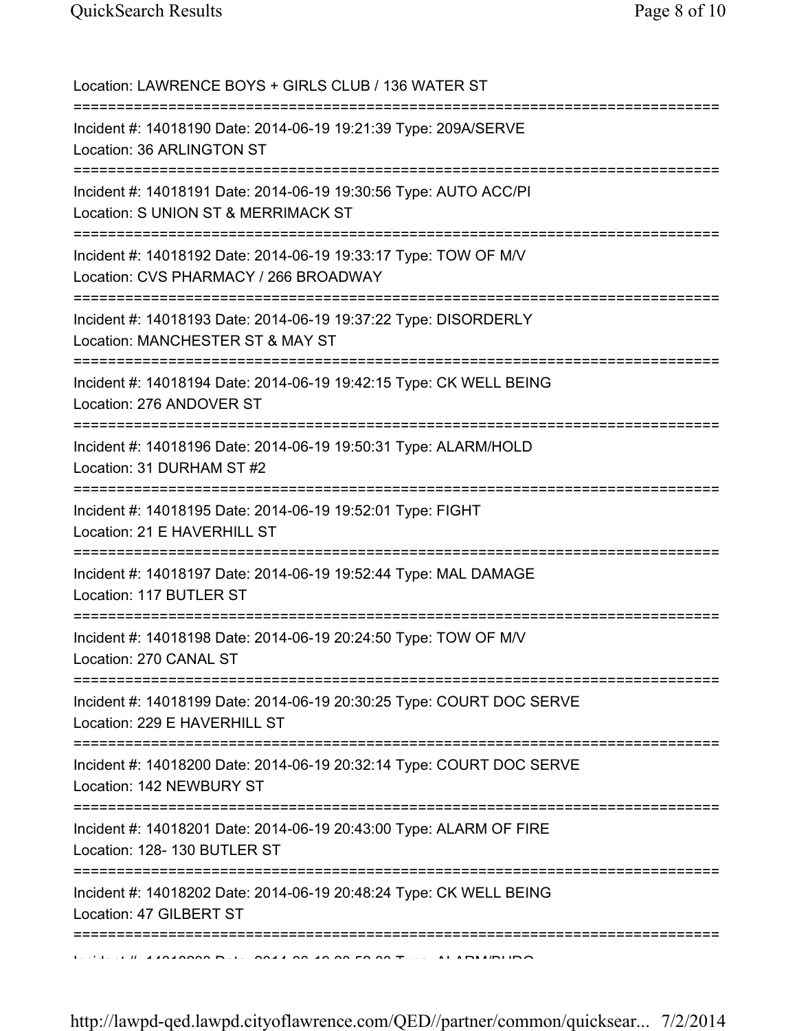Location: LAWRENCE BOYS + GIRLS CLUB / 136 WATER ST

===========================================================================

Incident #: 14018190 Date: 2014-06-19 19:21:39 Type: 209A/SERVE

Location: 36 ARLINGTON ST

===========================================================================

Incident #: 14018191 Date: 2014-06-19 19:30:56 Type: AUTO ACC/PI

Location: S UNION ST & MERRIMACK ST

===========================================================================

Incident #: 14018192 Date: 2014-06-19 19:33:17 Type: TOW OF M/V

Location: CVS PHARMACY / 266 BROADWAY

===========================================================================

Incident #: 14018193 Date: 2014-06-19 19:37:22 Type: DISORDERLY

Location: MANCHESTER ST & MAY ST

===========================================================================

Incident #: 14018194 Date: 2014-06-19 19:42:15 Type: CK WELL BEING

Location: 276 ANDOVER ST

===========================================================================

Incident #: 14018196 Date: 2014-06-19 19:50:31 Type: ALARM/HOLD

Location: 31 DURHAM ST #2

===========================================================================

Incident #: 14018195 Date: 2014-06-19 19:52:01 Type: FIGHT

Location: 21 E HAVERHILL ST

===========================================================================

Incident #: 14018197 Date: 2014-06-19 19:52:44 Type: MAL DAMAGE

Location: 117 BUTLER ST

===========================================================================

Incident #: 14018198 Date: 2014-06-19 20:24:50 Type: TOW OF M/V

Location: 270 CANAL ST

===========================================================================

Incident #: 14018199 Date: 2014-06-19 20:30:25 Type: COURT DOC SERVE

Location: 229 E HAVERHILL ST

===========================================================================

Incident #: 14018200 Date: 2014-06-19 20:32:14 Type: COURT DOC SERVE

Location: 142 NEWBURY ST

===========================================================================

Incident #: 14018201 Date: 2014-06-19 20:43:00 Type: ALARM OF FIRE

Location: 128- 130 BUTLER ST

===========================================================================

Incident #: 14018202 Date: 2014-06-19 20:48:24 Type: CK WELL BEING

Location: 47 GILBERT ST

===========================================================================

Incident #: 14018203 Date: 2014-06-19 20:52:03 Type: ALARM/BURG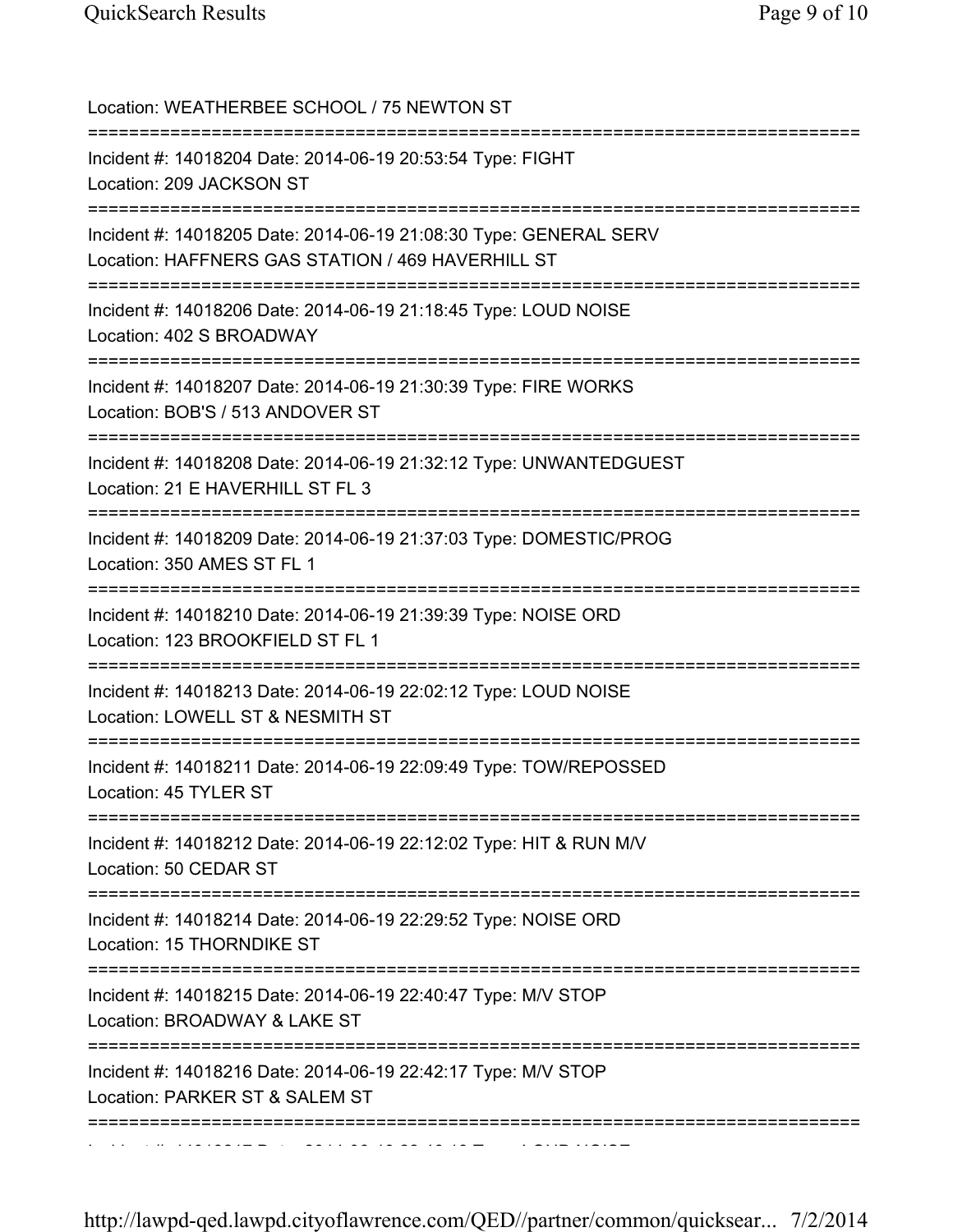Location: WEATHERBEE SCHOOL / 75 NEWTON ST

===========================================================================

Incident #: 14018204 Date: 2014-06-19 20:53:54 Type: FIGHT

Location: 209 JACKSON ST

===========================================================================

Incident #: 14018205 Date: 2014-06-19 21:08:30 Type: GENERAL SERV

Location: HAFFNERS GAS STATION / 469 HAVERHILL ST

===========================================================================

Incident #: 14018206 Date: 2014-06-19 21:18:45 Type: LOUD NOISE

Location: 402 S BROADWAY

===========================================================================

Incident #: 14018207 Date: 2014-06-19 21:30:39 Type: FIRE WORKS

Location: BOB'S / 513 ANDOVER ST

===========================================================================

Incident #: 14018208 Date: 2014-06-19 21:32:12 Type: UNWANTEDGUEST

Location: 21 E HAVERHILL ST FL 3

===========================================================================

Incident #: 14018209 Date: 2014-06-19 21:37:03 Type: DOMESTIC/PROG

Location: 350 AMES ST FL 1

===========================================================================

Incident #: 14018210 Date: 2014-06-19 21:39:39 Type: NOISE ORD

Location: 123 BROOKFIELD ST FL 1

===========================================================================

Incident #: 14018213 Date: 2014-06-19 22:02:12 Type: LOUD NOISE

Location: LOWELL ST & NESMITH ST

===========================================================================

Incident #: 14018211 Date: 2014-06-19 22:09:49 Type: TOW/REPOSSED

Location: 45 TYLER ST

===========================================================================

Incident #: 14018212 Date: 2014-06-19 22:12:02 Type: HIT & RUN M/V

Location: 50 CEDAR ST

===========================================================================

Incident #: 14018214 Date: 2014-06-19 22:29:52 Type: NOISE ORD

Location: 15 THORNDIKE ST

===========================================================================

Incident #: 14018215 Date: 2014-06-19 22:40:47 Type: M/V STOP

Location: BROADWAY & LAKE ST

===========================================================================

Incident #: 14018216 Date: 2014-06-19 22:42:17 Type: M/V STOP

Location: PARKER ST & SALEM ST

===========================================================================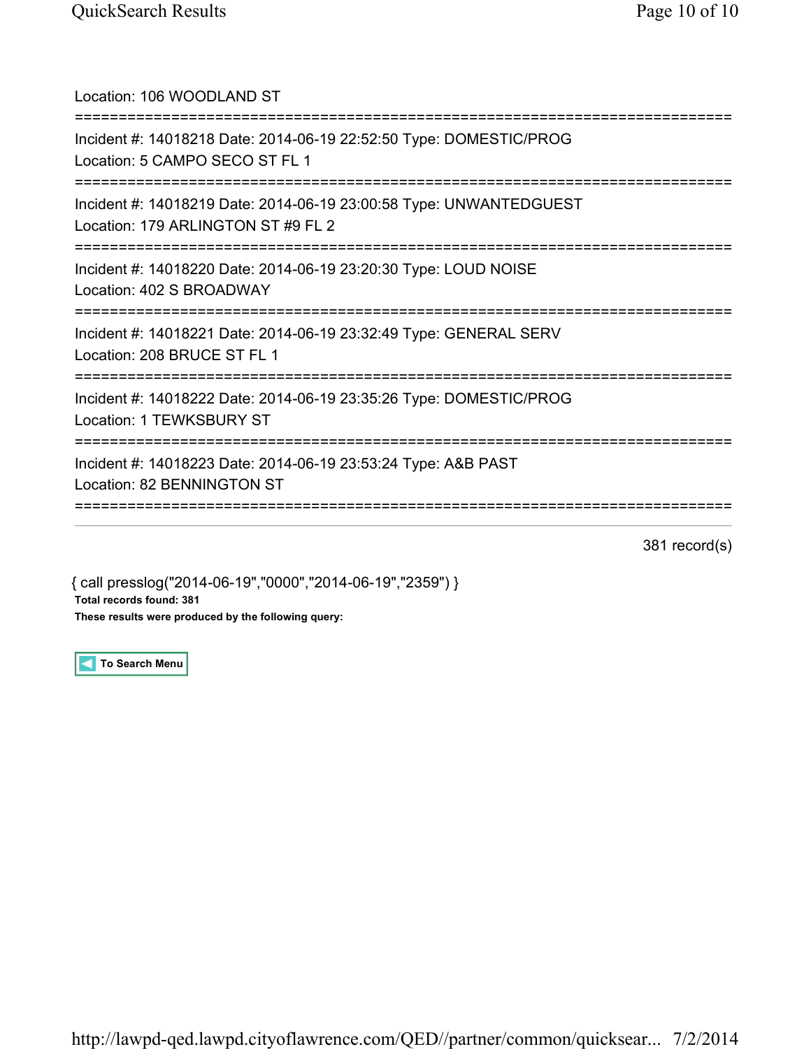Location: 106 WOODLAND ST

===========================================================================

Incident #: 14018218 Date: 2014-06-19 22:52:50 Type: DOMESTIC/PROG

Location: 5 CAMPO SECO ST FL 1

===========================================================================

Incident #: 14018219 Date: 2014-06-19 23:00:58 Type: UNWANTEDGUEST

Location: 179 ARLINGTON ST #9 FL 2

===========================================================================

Incident #: 14018220 Date: 2014-06-19 23:20:30 Type: LOUD NOISE

Location: 402 S BROADWAY

===========================================================================

Incident #: 14018221 Date: 2014-06-19 23:32:49 Type: GENERAL SERV

Location: 208 BRUCE ST FL 1

===========================================================================

Incident #: 14018222 Date: 2014-06-19 23:35:26 Type: DOMESTIC/PROG

Location: 1 TEWKSBURY ST

===========================================================================

Incident #: 14018223 Date: 2014-06-19 23:53:24 Type: A&B PAST

Location: 82 BENNINGTON ST

===========================================================================

381 record(s)

{ call presslog("2014-06-19","0000","2014-06-19","2359") }

**Total records found: 381**

**These results were produced by the following query:**

To Search Menu